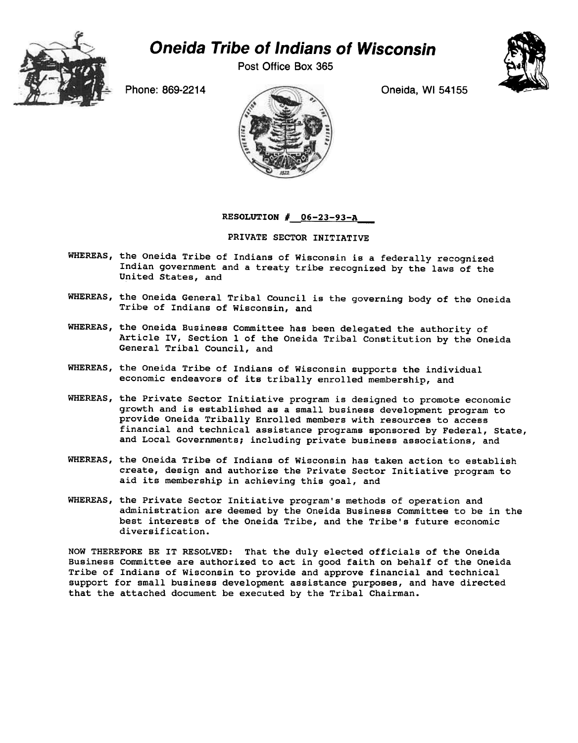# Oneida Tribe of Indians of Wisconsin

Post Office Box 365

Phone: 869-2214

Oneida, WI 54155

**RESOLUTION # 06-23-93-A**

PRIVATE SECTOR INITIATIVE

**WHEREAS,** the Oneida Tribe of Indians of Wisconsin is a federally recognized Indian government and a treaty tribe recognized by the laws of the United States, and

**WHEREAS,** the Oneida General Tribal Council is the governing body of the Oneida Tribe of Indians of Wisconsin, and

**WHEREAS,** the Oneida Business Committee has been delegated the authority of Article IV, Section 1 of the Oneida Tribal Constitution by the Oneida General Tribal Council, and

**WHEREAS,** the Oneida Tribe of Indians of Wisconsin supports the individual economic endeavors of its tribally enrolled membership, and

**WHEREAS,** the Private Sector Initiative program is designed to promote economic growth and is established as a small business development program to provide Oneida Tribally Enrolled members with resources to access financial and technical assistance programs sponsored by Federal, State, and Local Governments; including private business associations, and

**WHEREAS,** the Oneida Tribe of Indians of Wisconsin has taken action to establish create, design and authorize the Private Sector Initiative program to aid its membership in achieving this goal, and

**WHEREAS,** the Private Sector Initiative program's methods of operation and administration are deemed by the Oneida Business Committee to be in the best interests of the Oneida Tribe, and the Tribe's future economic diversification.

NOW THEREFORE BE IT RESOLVED: That the duly elected officials of the Oneida Business Committee are authorized to act in good faith on behalf of the Oneida Tribe of Indians of Wisconsin to provide and approve financial and technical support for small business development assistance purposes, and have directed that the attached document be executed by the Tribal Chairman.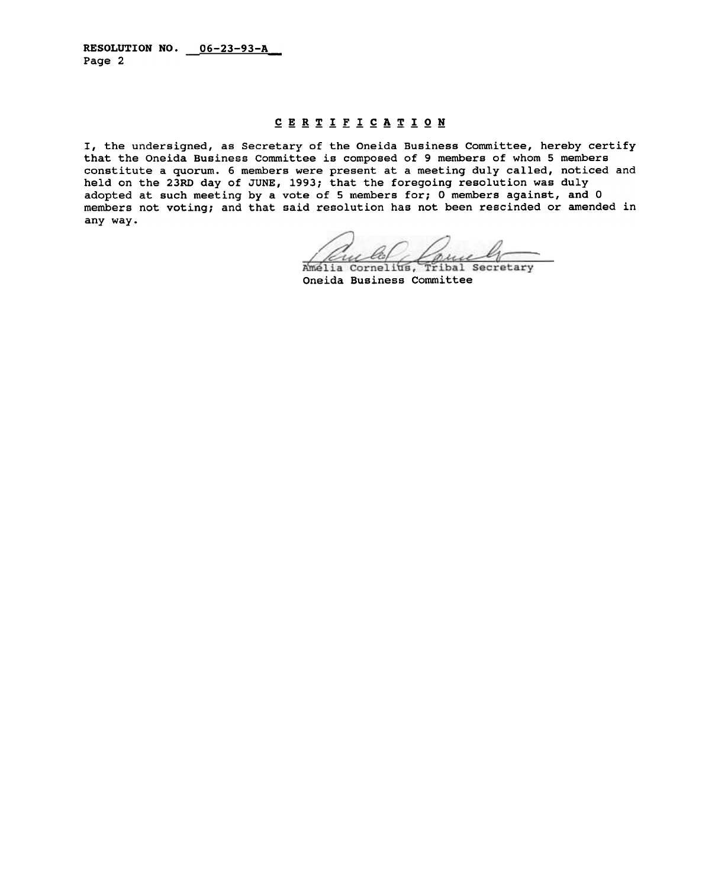**RESOLUTION NO. 06-23-93-A**
Page 2

## CERTIFICATION

I, the undersigned, as Secretary of the Oneida Business Committee, hereby certify that the Oneida Business Committee is composed of 9 members of whom 5 members constitute a quorum. 6 members were present at a meeting duly called, noticed and held on the 23RD day of JUNE, 1993; that the foregoing resolution was duly adopted at such meeting by a vote of 5 members for; 0 members against, and 0 members not voting; and that said resolution has not been rescinded or amended in any way.

Amelia Cornelius, Tribal Secretary
Oneida Business Committee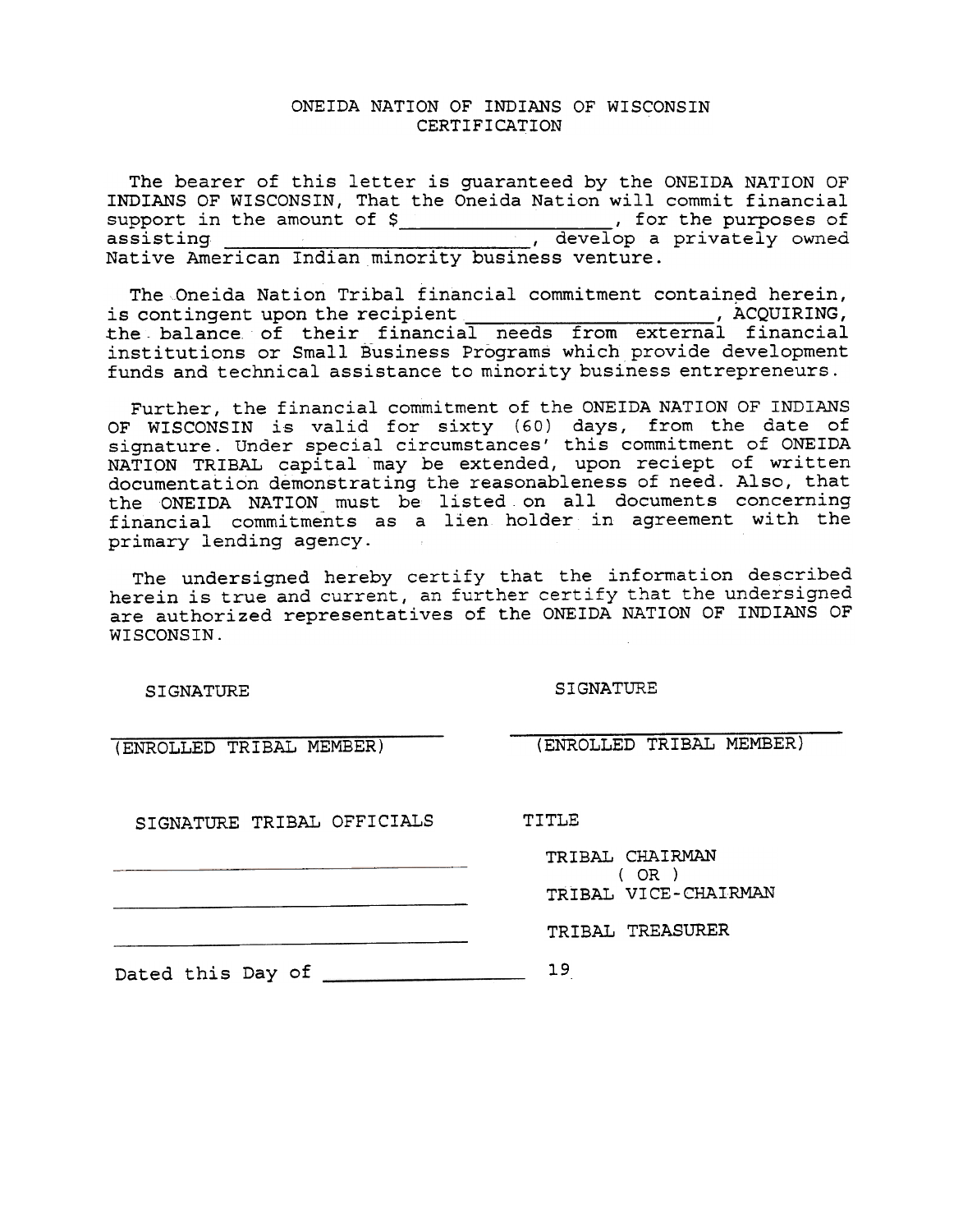# ONEIDA NATION OF INDIANS OF WISCONSIN
## CERTIFICATION

The bearer of this letter is guaranteed by the ONEIDA NATION OF INDIANS OF WISCONSIN, That the Oneida Nation will commit financial support in the amount of $_________________, for the purposes of assisting ___________________________, develop a privately owned Native American Indian minority business venture.

The Oneida Nation Tribal financial commitment contained herein, is contingent upon the recipient ____________________, ACQUIRING, the balance of their financial needs from external financial institutions or Small Business Programs which provide development funds and technical assistance to minority business entrepreneurs.

Further, the financial commitment of the ONEIDA NATION OF INDIANS OF WISCONSIN is valid for sixty (60) days, from the date of signature. Under special circumstances' this commitment of ONEIDA NATION TRIBAL capital may be extended, upon reciept of written documentation demonstrating the reasonableness of need. Also, that the ONEIDA NATION must be listed on all documents concerning financial commitments as a lien holder in agreement with the primary lending agency.

The undersigned hereby certify that the information described herein is true and current, an further certify that the undersigned are authorized representatives of the ONEIDA NATION OF INDIANS OF WISCONSIN.

SIGNATURE

______________________________
(ENROLLED TRIBAL MEMBER)

SIGNATURE

______________________________
(ENROLLED TRIBAL MEMBER)

| SIGNATURE TRIBAL OFFICIALS | TITLE |
| --- | --- |
| ______________________________ | TRIBAL CHAIRMAN ( OR ) TRIBAL VICE-CHAIRMAN |
| ______________________________ | |
| ______________________________ | TRIBAL TREASURER |

Dated this Day of _________________ 19